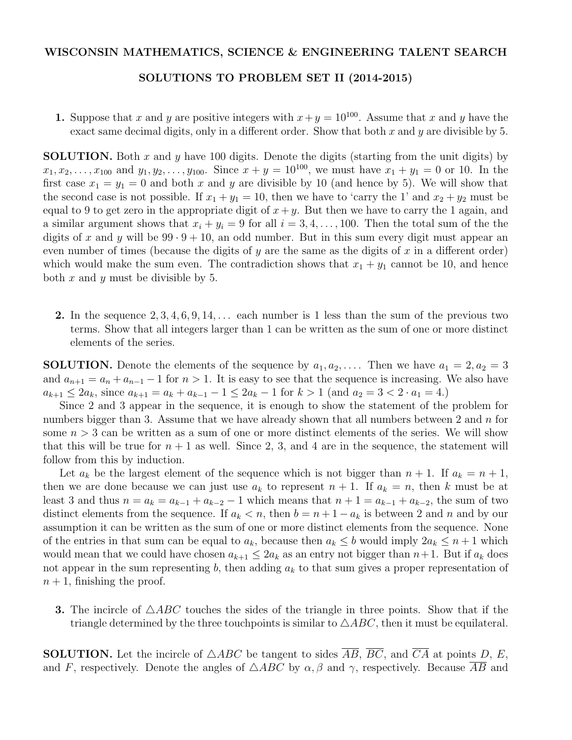**WISCONSIN MATHEMATICS, SCIENCE & ENGINEERING TALENT SEARCH**

**SOLUTIONS TO PROBLEM SET II (2014-2015)**

**1.** Suppose that $x$ and $y$ are positive integers with $x+y=10^{100}$. Assume that $x$ and $y$ have the exact same decimal digits, only in a different order. Show that both $x$ and $y$ are divisible by 5.

**SOLUTION.** Both $x$ and $y$ have 100 digits. Denote the digits (starting from the unit digits) by $x_1, x_2, \ldots, x_{100}$ and $y_1, y_2, \ldots, y_{100}$. Since $x+y=10^{100}$, we must have $x_1+y_1=0$ or 10. In the first case $x_1=y_1=0$ and both $x$ and $y$ are divisible by 10 (and hence by 5). We will show that the second case is not possible. If $x_1+y_1=10$, then we have to 'carry the 1' and $x_2+y_2$ must be equal to 9 to get zero in the appropriate digit of $x+y$. But then we have to carry the 1 again, and a similar argument shows that $x_i+y_i=9$ for all $i=3,4,\ldots,100$. Then the total sum of the the digits of $x$ and $y$ will be $99\cdot 9+10$, an odd number. But in this sum every digit must appear an even number of times (because the digits of $y$ are the same as the digits of $x$ in a different order) which would make the sum even. The contradiction shows that $x_1+y_1$ cannot be 10, and hence both $x$ and $y$ must be divisible by 5.

**2.** In the sequence $2, 3, 4, 6, 9, 14, \ldots$ each number is 1 less than the sum of the previous two terms. Show that all integers larger than 1 can be written as the sum of one or more distinct elements of the series.

**SOLUTION.** Denote the elements of the sequence by $a_1, a_2, \ldots$. Then we have $a_1=2, a_2=3$ and $a_{n+1}=a_n+a_{n-1}-1$ for $n>1$. It is easy to see that the sequence is increasing. We also have $a_{k+1}\le 2a_k$, since $a_{k+1}=a_k+a_{k-1}-1\le 2a_k-1$ for $k>1$ (and $a_2=3<2\cdot a_1=4$.)

Since 2 and 3 appear in the sequence, it is enough to show the statement of the problem for numbers bigger than 3. Assume that we have already shown that all numbers between 2 and $n$ for some $n>3$ can be written as a sum of one or more distinct elements of the series. We will show that this will be true for $n+1$ as well. Since 2, 3, and 4 are in the sequence, the statement will follow from this by induction.

Let $a_k$ be the largest element of the sequence which is not bigger than $n+1$. If $a_k=n+1$, then we are done because we can just use $a_k$ to represent $n+1$. If $a_k=n$, then $k$ must be at least 3 and thus $n=a_k=a_{k-1}+a_{k-2}-1$ which means that $n+1=a_{k-1}+a_{k-2}$, the sum of two distinct elements from the sequence. If $a_k<n$, then $b=n+1-a_k$ is between 2 and $n$ and by our assumption it can be written as the sum of one or more distinct elements from the sequence. None of the entries in that sum can be equal to $a_k$, because then $a_k\le b$ would imply $2a_k\le n+1$ which would mean that we could have chosen $a_{k+1}\le 2a_k$ as an entry not bigger than $n+1$. But if $a_k$ does not appear in the sum representing $b$, then adding $a_k$ to that sum gives a proper representation of $n+1$, finishing the proof.

**3.** The incircle of $\triangle ABC$ touches the sides of the triangle in three points. Show that if the triangle determined by the three touchpoints is similar to $\triangle ABC$, then it must be equilateral.

**SOLUTION.** Let the incircle of $\triangle ABC$ be tangent to sides $\overline{AB}$, $\overline{BC}$, and $\overline{CA}$ at points $D$, $E$, and $F$, respectively. Denote the angles of $\triangle ABC$ by $\alpha, \beta$ and $\gamma$, respectively. Because $\overline{AB}$ and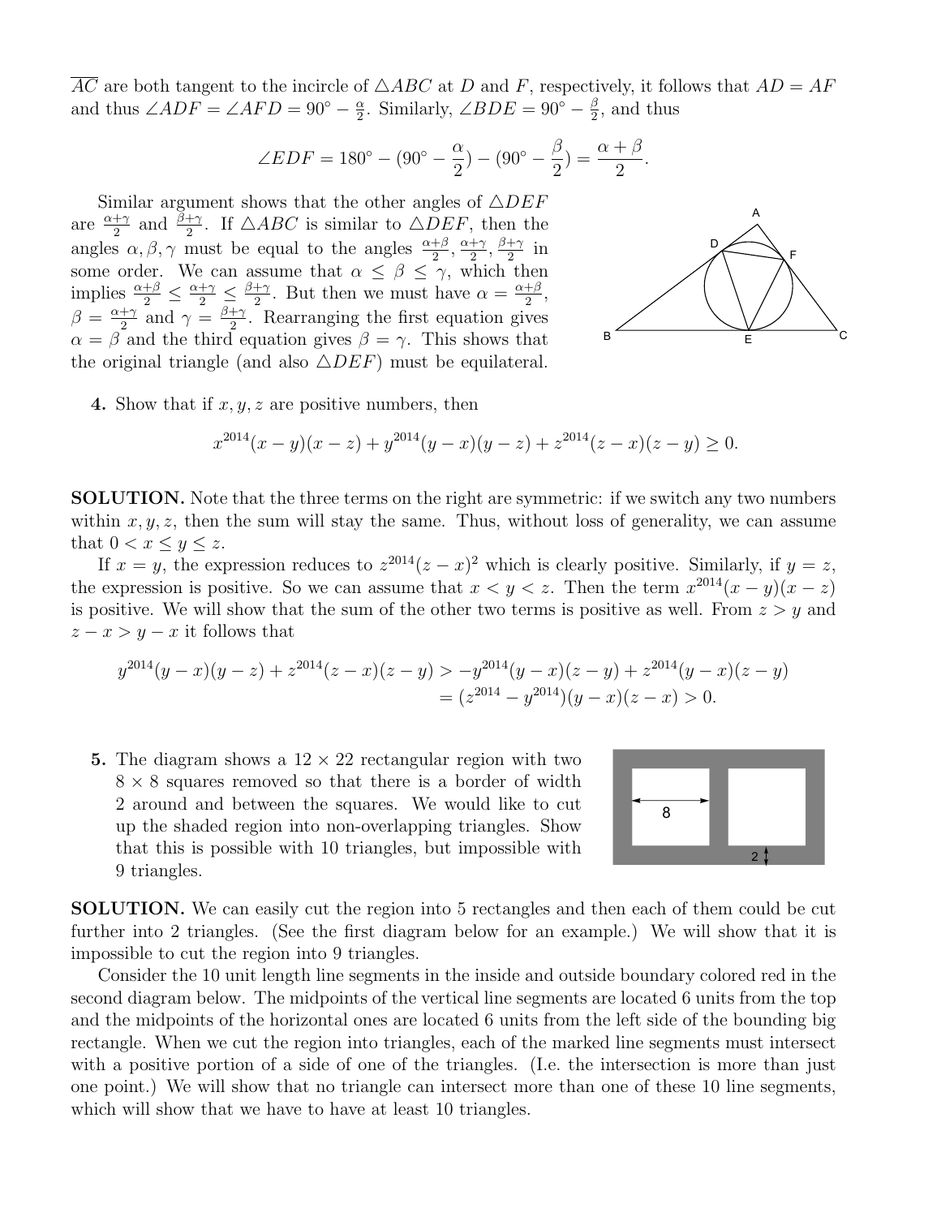$\overline{AC}$ are both tangent to the incircle of $\triangle ABC$ at $D$ and $F$, respectively, it follows that $AD = AF$ and thus $\angle ADF = \angle AFD = 90^\circ - \frac{\alpha}{2}$. Similarly, $\angle BDE = 90^\circ - \frac{\beta}{2}$, and thus

$$\angle EDF = 180^\circ - (90^\circ - \frac{\alpha}{2}) - (90^\circ - \frac{\beta}{2}) = \frac{\alpha + \beta}{2}.$$

Similar argument shows that the other angles of $\triangle DEF$ are $\frac{\alpha+\gamma}{2}$ and $\frac{\beta+\gamma}{2}$. If $\triangle ABC$ is similar to $\triangle DEF$, then the angles $\alpha, \beta, \gamma$ must be equal to the angles $\frac{\alpha+\beta}{2}, \frac{\alpha+\gamma}{2}, \frac{\beta+\gamma}{2}$ in some order. We can assume that $\alpha \leq \beta \leq \gamma$, which then implies $\frac{\alpha+\beta}{2} \leq \frac{\alpha+\gamma}{2} \leq \frac{\beta+\gamma}{2}$. But then we must have $\alpha = \frac{\alpha+\beta}{2}$, $\beta = \frac{\alpha+\gamma}{2}$ and $\gamma = \frac{\beta+\gamma}{2}$. Rearranging the first equation gives $\alpha = \beta$ and the third equation gives $\beta = \gamma$. This shows that the original triangle (and also $\triangle DEF$) must be equilateral.

**4.** Show that if $x, y, z$ are positive numbers, then

$$x^{2014}(x-y)(x-z) + y^{2014}(y-x)(y-z) + z^{2014}(z-x)(z-y) \geq 0.$$

**SOLUTION.** Note that the three terms on the right are symmetric: if we switch any two numbers within $x, y, z$, then the sum will stay the same. Thus, without loss of generality, we can assume that $0 < x \leq y \leq z$.

If $x = y$, the expression reduces to $z^{2014}(z-x)^2$ which is clearly positive. Similarly, if $y = z$, the expression is positive. So we can assume that $x < y < z$. Then the term $x^{2014}(x-y)(x-z)$ is positive. We will show that the sum of the other two terms is positive as well. From $z > y$ and $z - x > y - x$ it follows that

$$\begin{aligned} y^{2014}(y-x)(y-z) + z^{2014}(z-x)(z-y) &> -y^{2014}(y-x)(z-y) + z^{2014}(y-x)(z-y) \\ &= (z^{2014} - y^{2014})(y-x)(z-x) > 0. \end{aligned}$$

**5.** The diagram shows a $12 \times 22$ rectangular region with two $8 \times 8$ squares removed so that there is a border of width 2 around and between the squares. We would like to cut up the shaded region into non-overlapping triangles. Show that this is possible with 10 triangles, but impossible with 9 triangles.

**SOLUTION.** We can easily cut the region into 5 rectangles and then each of them could be cut further into 2 triangles. (See the first diagram below for an example.) We will show that it is impossible to cut the region into 9 triangles.

Consider the 10 unit length line segments in the inside and outside boundary colored red in the second diagram below. The midpoints of the vertical line segments are located 6 units from the top and the midpoints of the horizontal ones are located 6 units from the left side of the bounding big rectangle. When we cut the region into triangles, each of the marked line segments must intersect with a positive portion of a side of one of the triangles. (I.e. the intersection is more than just one point.) We will show that no triangle can intersect more than one of these 10 line segments, which will show that we have to have at least 10 triangles.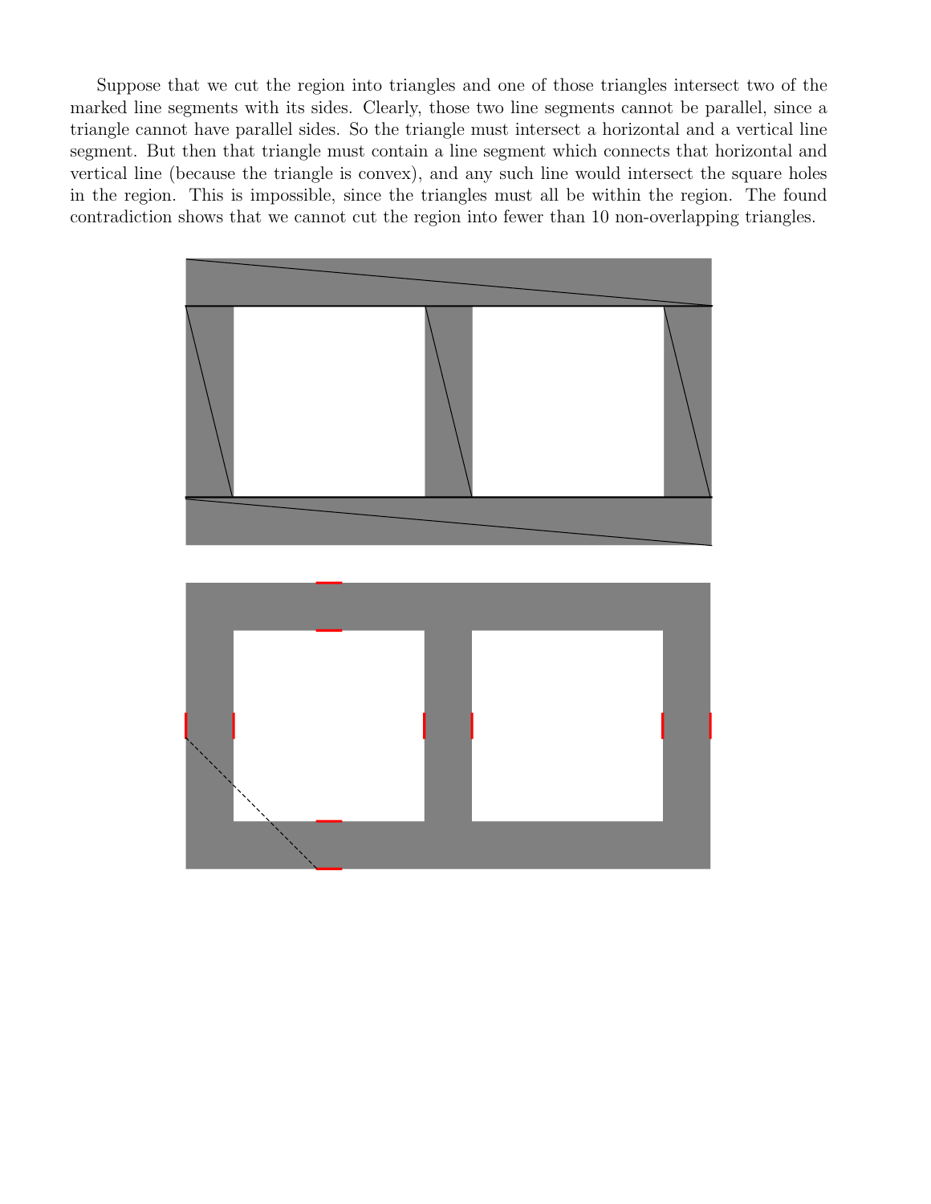Suppose that we cut the region into triangles and one of those triangles intersect two of the marked line segments with its sides. Clearly, those two line segments cannot be parallel, since a triangle cannot have parallel sides. So the triangle must intersect a horizontal and a vertical line segment. But then that triangle must contain a line segment which connects that horizontal and vertical line (because the triangle is convex), and any such line would intersect the square holes in the region. This is impossible, since the triangles must all be within the region. The found contradiction shows that we cannot cut the region into fewer than 10 non-overlapping triangles.